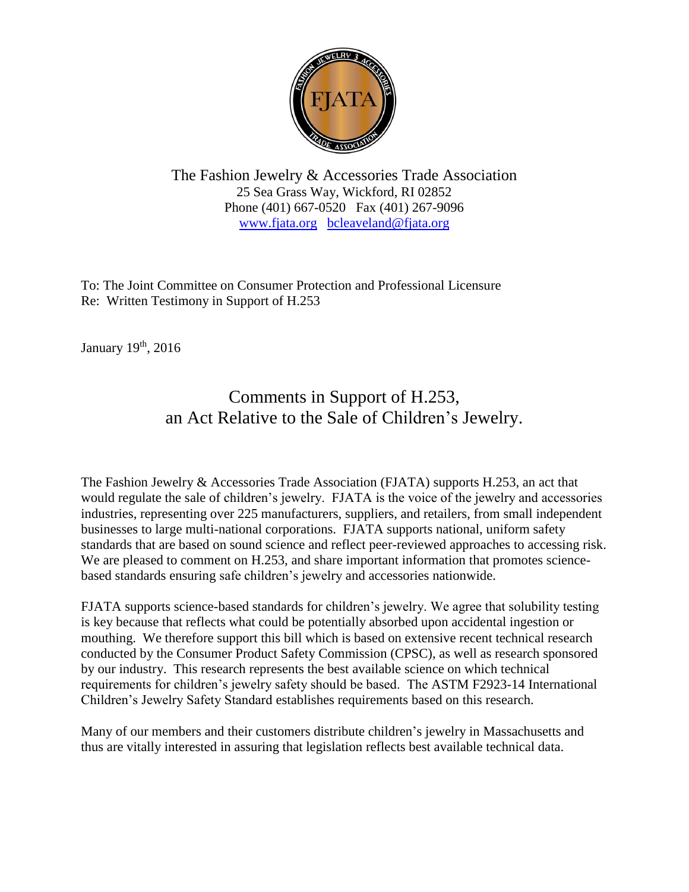The Fashion Jewelry & Accessories Trade Association
25 Sea Grass Way, Wickford, RI 02852
Phone (401) 667-0520 Fax (401) 267-9096
www.fjata.org bcleaveland@fjata.org

To: The Joint Committee on Consumer Protection and Professional Licensure
Re: Written Testimony in Support of H.253

January 19th, 2016

# Comments in Support of H.253, an Act Relative to the Sale of Children's Jewelry.

The Fashion Jewelry & Accessories Trade Association (FJATA) supports H.253, an act that would regulate the sale of children's jewelry. FJATA is the voice of the jewelry and accessories industries, representing over 225 manufacturers, suppliers, and retailers, from small independent businesses to large multi-national corporations. FJATA supports national, uniform safety standards that are based on sound science and reflect peer-reviewed approaches to accessing risk. We are pleased to comment on H.253, and share important information that promotes science-based standards ensuring safe children's jewelry and accessories nationwide.

FJATA supports science-based standards for children's jewelry. We agree that solubility testing is key because that reflects what could be potentially absorbed upon accidental ingestion or mouthing. We therefore support this bill which is based on extensive recent technical research conducted by the Consumer Product Safety Commission (CPSC), as well as research sponsored by our industry. This research represents the best available science on which technical requirements for children's jewelry safety should be based. The ASTM F2923-14 International Children's Jewelry Safety Standard establishes requirements based on this research.

Many of our members and their customers distribute children's jewelry in Massachusetts and thus are vitally interested in assuring that legislation reflects best available technical data.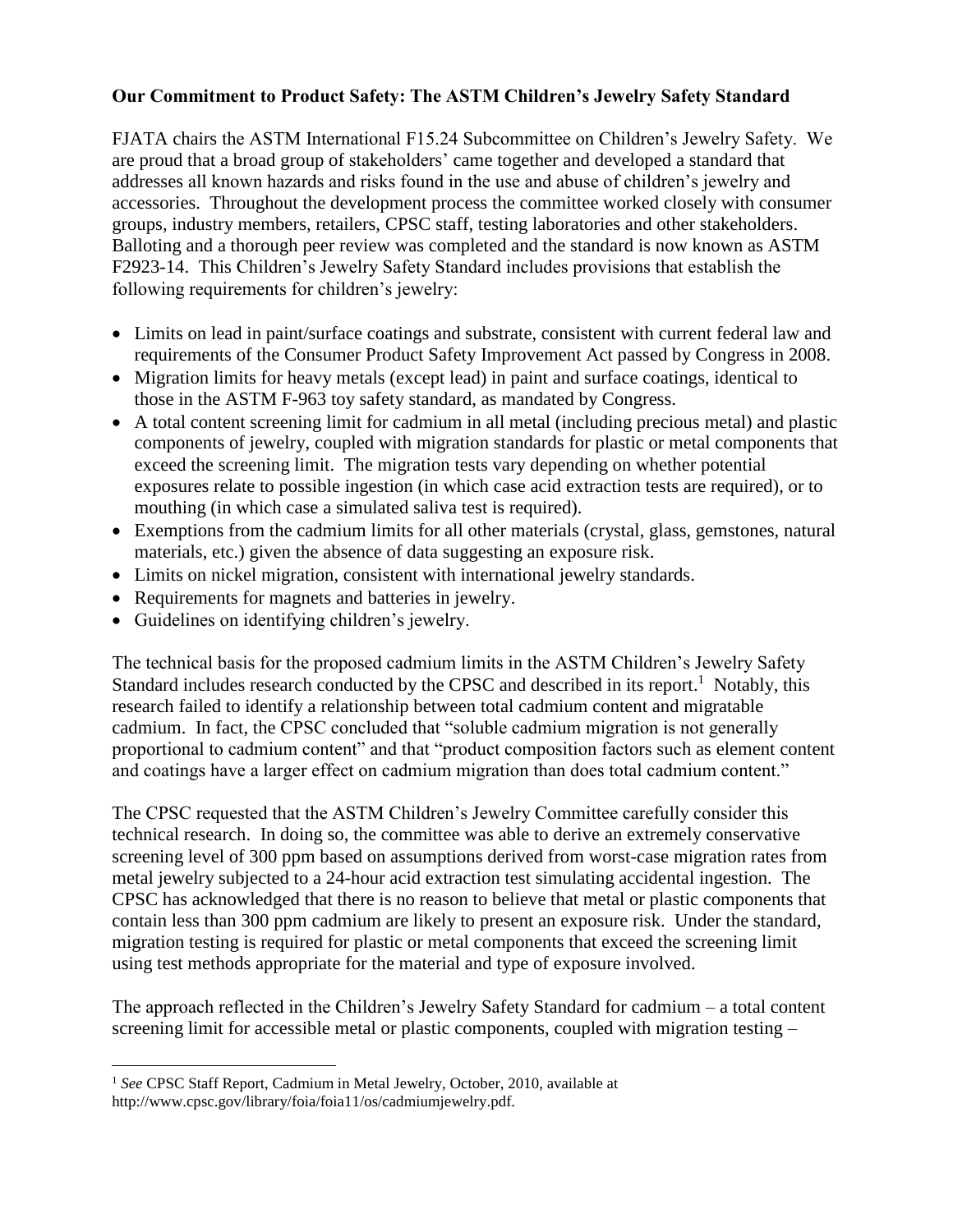**Our Commitment to Product Safety: The ASTM Children's Jewelry Safety Standard**

FJATA chairs the ASTM International F15.24 Subcommittee on Children's Jewelry Safety. We are proud that a broad group of stakeholders' came together and developed a standard that addresses all known hazards and risks found in the use and abuse of children's jewelry and accessories. Throughout the development process the committee worked closely with consumer groups, industry members, retailers, CPSC staff, testing laboratories and other stakeholders. Balloting and a thorough peer review was completed and the standard is now known as ASTM F2923-14. This Children's Jewelry Safety Standard includes provisions that establish the following requirements for children's jewelry:

- Limits on lead in paint/surface coatings and substrate, consistent with current federal law and requirements of the Consumer Product Safety Improvement Act passed by Congress in 2008.
- Migration limits for heavy metals (except lead) in paint and surface coatings, identical to those in the ASTM F-963 toy safety standard, as mandated by Congress.
- A total content screening limit for cadmium in all metal (including precious metal) and plastic components of jewelry, coupled with migration standards for plastic or metal components that exceed the screening limit. The migration tests vary depending on whether potential exposures relate to possible ingestion (in which case acid extraction tests are required), or to mouthing (in which case a simulated saliva test is required).
- Exemptions from the cadmium limits for all other materials (crystal, glass, gemstones, natural materials, etc.) given the absence of data suggesting an exposure risk.
- Limits on nickel migration, consistent with international jewelry standards.
- Requirements for magnets and batteries in jewelry.
- Guidelines on identifying children's jewelry.

The technical basis for the proposed cadmium limits in the ASTM Children's Jewelry Safety Standard includes research conducted by the CPSC and described in its report.[1] Notably, this research failed to identify a relationship between total cadmium content and migratable cadmium. In fact, the CPSC concluded that "soluble cadmium migration is not generally proportional to cadmium content" and that "product composition factors such as element content and coatings have a larger effect on cadmium migration than does total cadmium content."

The CPSC requested that the ASTM Children's Jewelry Committee carefully consider this technical research. In doing so, the committee was able to derive an extremely conservative screening level of 300 ppm based on assumptions derived from worst-case migration rates from metal jewelry subjected to a 24-hour acid extraction test simulating accidental ingestion. The CPSC has acknowledged that there is no reason to believe that metal or plastic components that contain less than 300 ppm cadmium are likely to present an exposure risk. Under the standard, migration testing is required for plastic or metal components that exceed the screening limit using test methods appropriate for the material and type of exposure involved.

The approach reflected in the Children's Jewelry Safety Standard for cadmium – a total content screening limit for accessible metal or plastic components, coupled with migration testing –

---

[1] *See* CPSC Staff Report, Cadmium in Metal Jewelry, October, 2010, available at http://www.cpsc.gov/library/foia/foia11/os/cadmiumjewelry.pdf.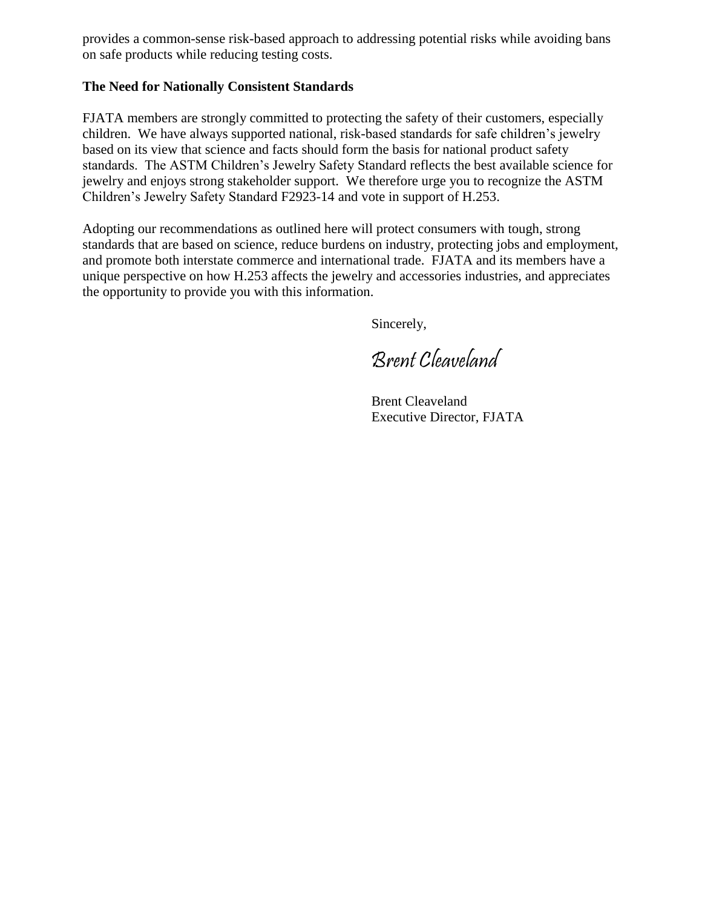provides a common-sense risk-based approach to addressing potential risks while avoiding bans on safe products while reducing testing costs.

**The Need for Nationally Consistent Standards**

FJATA members are strongly committed to protecting the safety of their customers, especially children. We have always supported national, risk-based standards for safe children's jewelry based on its view that science and facts should form the basis for national product safety standards. The ASTM Children's Jewelry Safety Standard reflects the best available science for jewelry and enjoys strong stakeholder support. We therefore urge you to recognize the ASTM Children's Jewelry Safety Standard F2923-14 and vote in support of H.253.

Adopting our recommendations as outlined here will protect consumers with tough, strong standards that are based on science, reduce burdens on industry, protecting jobs and employment, and promote both interstate commerce and international trade. FJATA and its members have a unique perspective on how H.253 affects the jewelry and accessories industries, and appreciates the opportunity to provide you with this information.

Sincerely,

*Brent Cleaveland*

Brent Cleaveland
Executive Director, FJATA